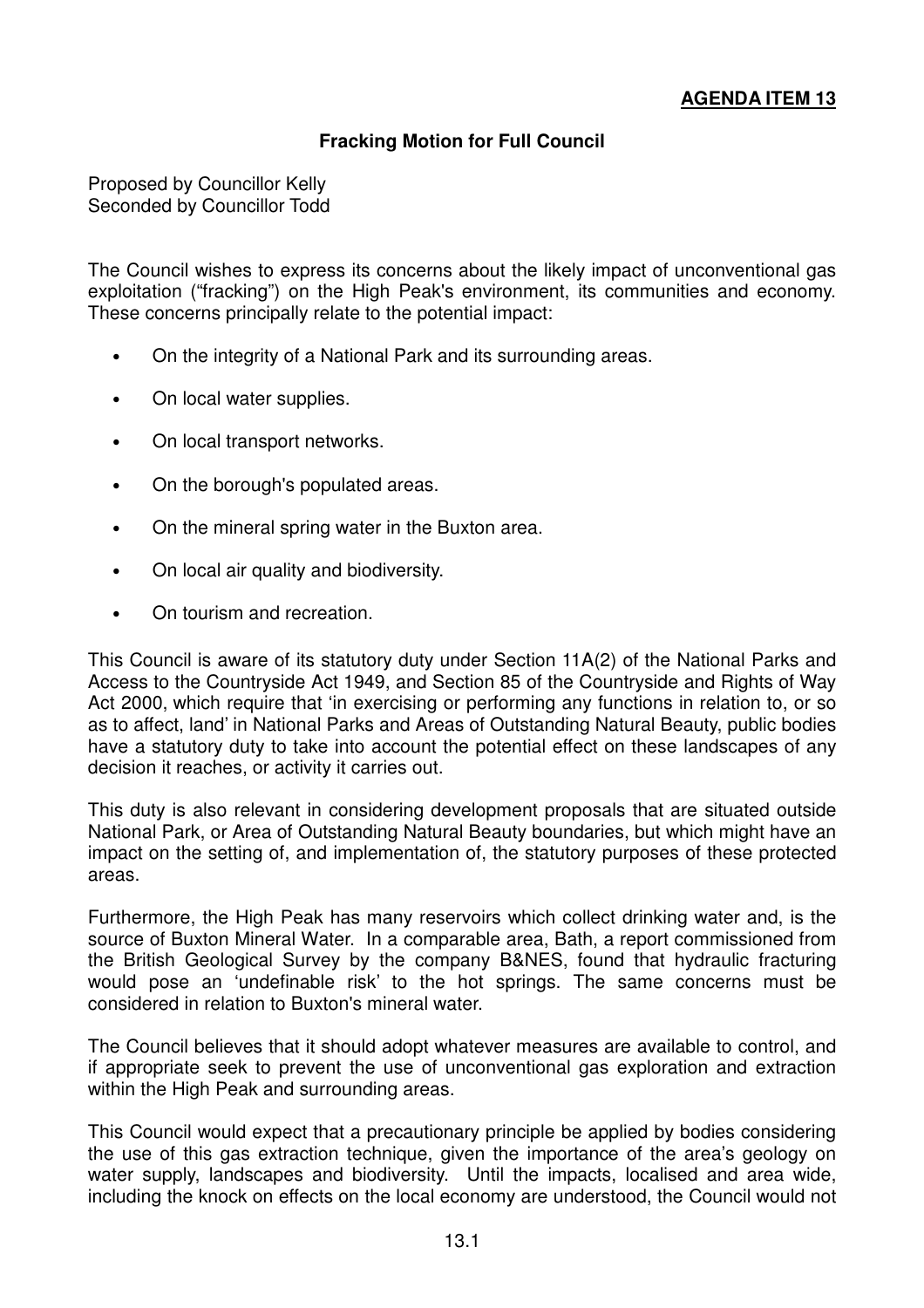**AGENDA ITEM 13**

# Fracking Motion for Full Council

Proposed by Councillor Kelly
Seconded by Councillor Todd

The Council wishes to express its concerns about the likely impact of unconventional gas exploitation ("fracking") on the High Peak's environment, its communities and economy. These concerns principally relate to the potential impact:

- On the integrity of a National Park and its surrounding areas.
- On local water supplies.
- On local transport networks.
- On the borough's populated areas.
- On the mineral spring water in the Buxton area.
- On local air quality and biodiversity.
- On tourism and recreation.

This Council is aware of its statutory duty under Section 11A(2) of the National Parks and Access to the Countryside Act 1949, and Section 85 of the Countryside and Rights of Way Act 2000, which require that 'in exercising or performing any functions in relation to, or so as to affect, land' in National Parks and Areas of Outstanding Natural Beauty, public bodies have a statutory duty to take into account the potential effect on these landscapes of any decision it reaches, or activity it carries out.

This duty is also relevant in considering development proposals that are situated outside National Park, or Area of Outstanding Natural Beauty boundaries, but which might have an impact on the setting of, and implementation of, the statutory purposes of these protected areas.

Furthermore, the High Peak has many reservoirs which collect drinking water and, is the source of Buxton Mineral Water. In a comparable area, Bath, a report commissioned from the British Geological Survey by the company B&NES, found that hydraulic fracturing would pose an 'undefinable risk' to the hot springs. The same concerns must be considered in relation to Buxton's mineral water.

The Council believes that it should adopt whatever measures are available to control, and if appropriate seek to prevent the use of unconventional gas exploration and extraction within the High Peak and surrounding areas.

This Council would expect that a precautionary principle be applied by bodies considering the use of this gas extraction technique, given the importance of the area's geology on water supply, landscapes and biodiversity. Until the impacts, localised and area wide, including the knock on effects on the local economy are understood, the Council would not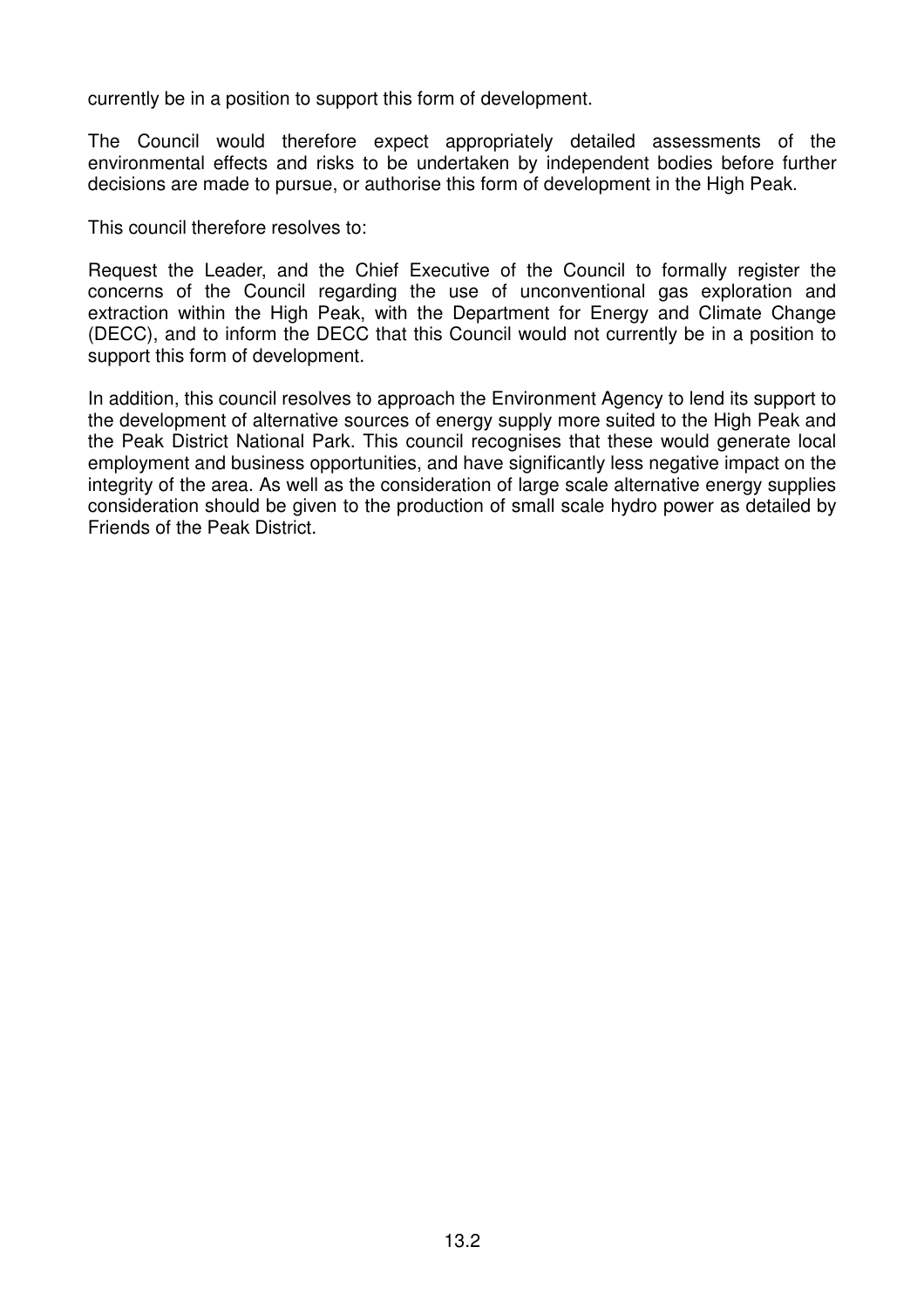currently be in a position to support this form of development.

The Council would therefore expect appropriately detailed assessments of the environmental effects and risks to be undertaken by independent bodies before further decisions are made to pursue, or authorise this form of development in the High Peak.

This council therefore resolves to:

Request the Leader, and the Chief Executive of the Council to formally register the concerns of the Council regarding the use of unconventional gas exploration and extraction within the High Peak, with the Department for Energy and Climate Change (DECC), and to inform the DECC that this Council would not currently be in a position to support this form of development.

In addition, this council resolves to approach the Environment Agency to lend its support to the development of alternative sources of energy supply more suited to the High Peak and the Peak District National Park. This council recognises that these would generate local employment and business opportunities, and have significantly less negative impact on the integrity of the area. As well as the consideration of large scale alternative energy supplies consideration should be given to the production of small scale hydro power as detailed by Friends of the Peak District.